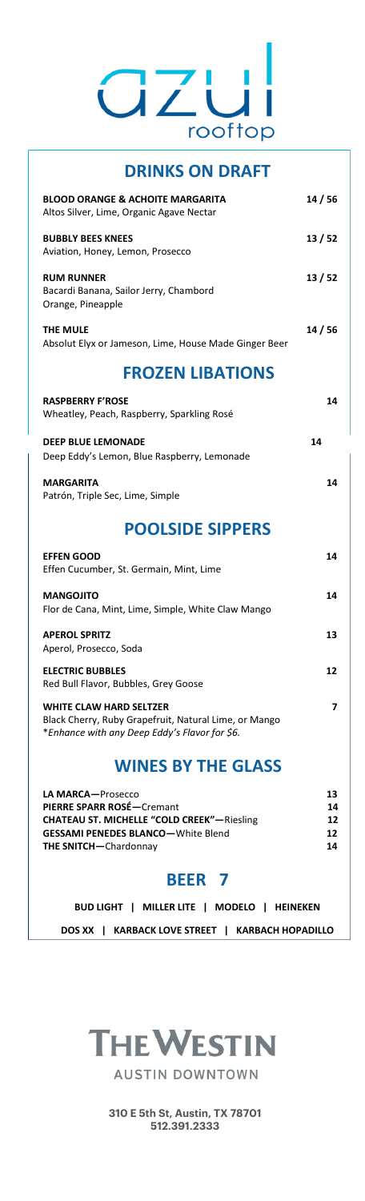# azul rooftop

## DRINKS ON DRAFT

**BLOOD ORANGE & ACHOITE MARGARITA** — **14 / 56**
Altos Silver, Lime, Organic Agave Nectar

**BUBBLY BEES KNEES** — **13 / 52**
Aviation, Honey, Lemon, Prosecco

**RUM RUNNER** — **13 / 52**
Bacardi Banana, Sailor Jerry, Chambord
Orange, Pineapple

**THE MULE** — **14 / 56**
Absolut Elyx or Jameson, Lime, House Made Ginger Beer

## FROZEN LIBATIONS

**RASPBERRY F'ROSE** — **14**
Wheatley, Peach, Raspberry, Sparkling Rosé

**DEEP BLUE LEMONADE** — **14**
Deep Eddy's Lemon, Blue Raspberry, Lemonade

**MARGARITA** — **14**
Patrón, Triple Sec, Lime, Simple

## POOLSIDE SIPPERS

**EFFEN GOOD** — **14**
Effen Cucumber, St. Germain, Mint, Lime

**MANGOJITO** — **14**
Flor de Cana, Mint, Lime, Simple, White Claw Mango

**APEROL SPRITZ** — **13**
Aperol, Prosecco, Soda

**ELECTRIC BUBBLES** — **12**
Red Bull Flavor, Bubbles, Grey Goose

**WHITE CLAW HARD SELTZER** — **7**
Black Cherry, Ruby Grapefruit, Natural Lime, or Mango
**Enhance with any Deep Eddy's Flavor for $6.*

## WINES BY THE GLASS

**LA MARCA**—Prosecco — **13**
**PIERRE SPARR ROSÉ**—Cremant — **14**
**CHATEAU ST. MICHELLE "COLD CREEK"**—Riesling — **12**
**GESSAMI PENEDES BLANCO**—White Blend — **12**
**THE SNITCH**—Chardonnay — **14**

## BEER 7

**BUD LIGHT | MILLER LITE | MODELO | HEINEKEN**

**DOS XX | KARBACK LOVE STREET | KARBACH HOPADILLO**

**THE WESTIN**
AUSTIN DOWNTOWN

310 E 5th St, Austin, TX 78701
512.391.2333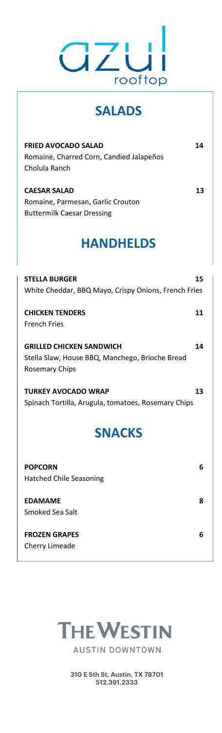# azul rooftop

## SALADS

**FRIED AVOCADO SALAD** **14**
Romaine, Charred Corn, Candied Jalapeños
Cholula Ranch

**CAESAR SALAD** **13**
Romaine, Parmesan, Garlic Crouton
Buttermilk Caesar Dressing

## HANDHELDS

**STELLA BURGER** **15**
White Cheddar, BBQ Mayo, Crispy Onions, French Fries

**CHICKEN TENDERS** **11**
French Fries

**GRILLED CHICKEN SANDWICH** **14**
Stella Slaw, House BBQ, Manchego, Brioche Bread
Rosemary Chips

**TURKEY AVOCADO WRAP** **13**
Spinach Tortilla, Arugula, tomatoes, Rosemary Chips

## SNACKS

**POPCORN** **6**
Hatched Chile Seasoning

**EDAMAME** **8**
Smoked Sea Salt

**FROZEN GRAPES** **6**
Cherry Limeade

THE WESTIN
AUSTIN DOWNTOWN

310 E 5th St, Austin, TX 78701
512.391.2333